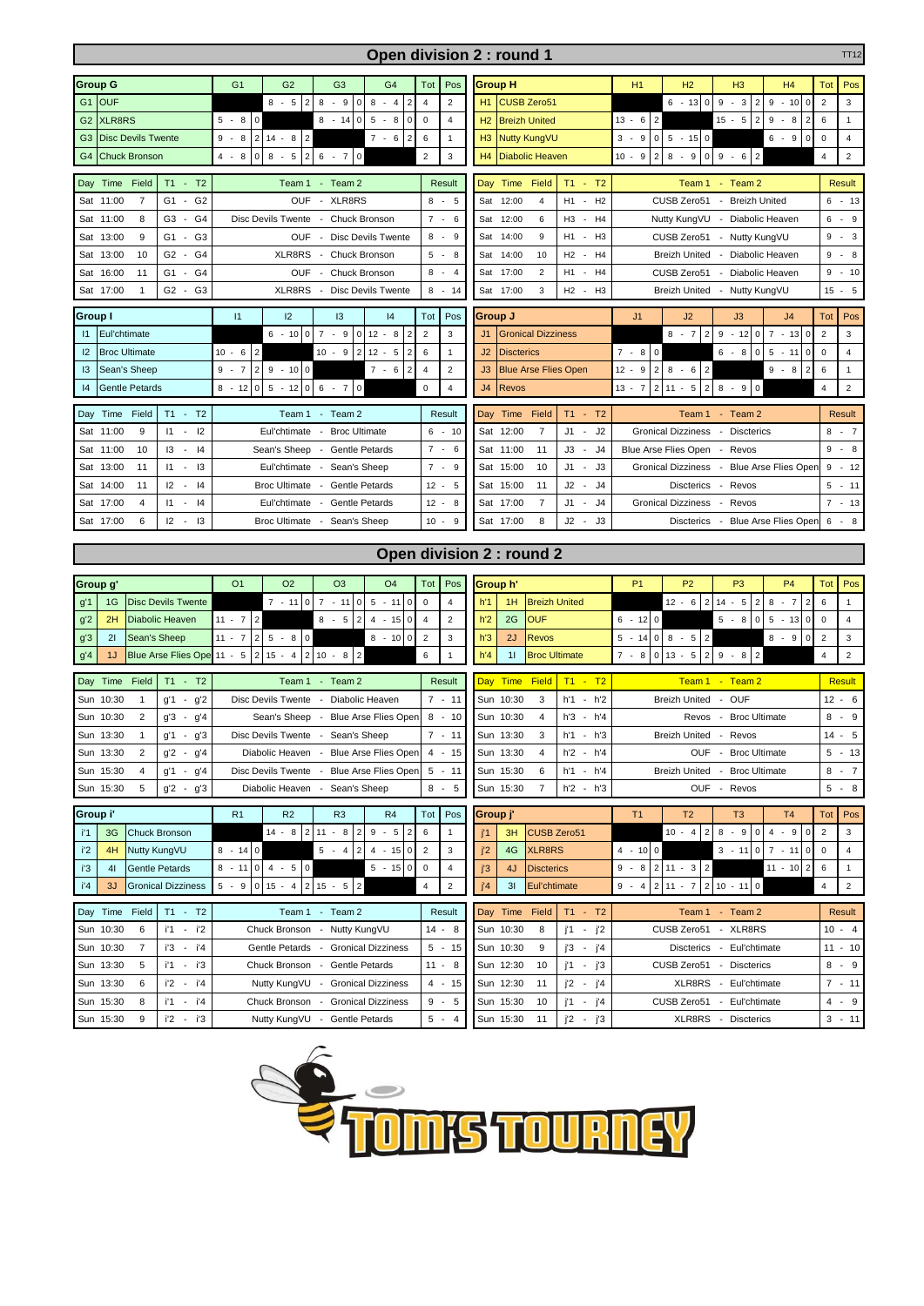# Open division 2 : round 1

TT12

| Group G | | G1 | G2 | G3 | G4 | Tot | Pos |
|---|---|---|---|---|---|---|---|
| G1 | OUF | | 8 - 5 2 | 8 - 9 0 | 8 - 4 2 | 4 | 2 |
| G2 | XLR8RS | 5 - 8 0 | | 8 - 14 0 | 5 - 8 0 | 0 | 4 |
| G3 | Disc Devils Twente | 9 - 8 2 | 14 - 8 2 | | 7 - 6 2 | 6 | 1 |
| G4 | Chuck Bronson | 4 - 8 0 | 8 - 5 2 | 6 - 7 0 | | 2 | 3 |

| Day | Time | Field | T1 - T2 | Team 1 - Team 2 | Result |
|---|---|---|---|---|---|
| Sat | 11:00 | 7 | G1 - G2 | OUF - XLR8RS | 8 - 5 |
| Sat | 11:00 | 8 | G3 - G4 | Disc Devils Twente - Chuck Bronson | 7 - 6 |
| Sat | 13:00 | 9 | G1 - G3 | OUF - Disc Devils Twente | 8 - 9 |
| Sat | 13:00 | 10 | G2 - G4 | XLR8RS - Chuck Bronson | 5 - 8 |
| Sat | 16:00 | 11 | G1 - G4 | OUF - Chuck Bronson | 8 - 4 |
| Sat | 17:00 | 1 | G2 - G3 | XLR8RS - Disc Devils Twente | 8 - 14 |

| Group H | | H1 | H2 | H3 | H4 | Tot | Pos |
|---|---|---|---|---|---|---|---|
| H1 | CUSB Zero51 | | 6 - 13 0 | 9 - 3 2 | 9 - 10 0 | 2 | 3 |
| H2 | Breizh United | 13 - 6 2 | | 15 - 5 2 | 9 - 8 2 | 6 | 1 |
| H3 | Nutty KungVU | 3 - 9 0 | 5 - 15 0 | | 6 - 9 0 | 0 | 4 |
| H4 | Diabolic Heaven | 10 - 9 2 | 8 - 9 0 | 9 - 6 2 | | 4 | 2 |

| Day | Time | Field | T1 - T2 | Team 1 - Team 2 | Result |
|---|---|---|---|---|---|
| Sat | 12:00 | 4 | H1 - H2 | CUSB Zero51 - Breizh United | 6 - 13 |
| Sat | 12:00 | 6 | H3 - H4 | Nutty KungVU - Diabolic Heaven | 6 - 9 |
| Sat | 14:00 | 9 | H1 - H3 | CUSB Zero51 - Nutty KungVU | 9 - 3 |
| Sat | 14:00 | 10 | H2 - H4 | Breizh United - Diabolic Heaven | 9 - 8 |
| Sat | 17:00 | 2 | H1 - H4 | CUSB Zero51 - Diabolic Heaven | 9 - 10 |
| Sat | 17:00 | 3 | H2 - H3 | Breizh United - Nutty KungVU | 15 - 5 |

| Group I | | I1 | I2 | I3 | I4 | Tot | Pos |
|---|---|---|---|---|---|---|---|
| I1 | Eul'chtimate | | 6 - 10 0 | 7 - 9 0 | 12 - 8 2 | 2 | 3 |
| I2 | Broc Ultimate | 10 - 6 2 | | 10 - 9 2 | 12 - 5 2 | 6 | 1 |
| I3 | Sean's Sheep | 9 - 7 2 | 9 - 10 0 | | 7 - 6 2 | 4 | 2 |
| I4 | Gentle Petards | 8 - 12 0 | 5 - 12 0 | 6 - 7 0 | | 0 | 4 |

| Day | Time | Field | T1 - T2 | Team 1 - Team 2 | Result |
|---|---|---|---|---|---|
| Sat | 11:00 | 9 | I1 - I2 | Eul'chtimate - Broc Ultimate | 6 - 10 |
| Sat | 11:00 | 10 | I3 - I4 | Sean's Sheep - Gentle Petards | 7 - 6 |
| Sat | 13:00 | 11 | I1 - I3 | Eul'chtimate - Sean's Sheep | 7 - 9 |
| Sat | 14:00 | 11 | I2 - I4 | Broc Ultimate - Gentle Petards | 12 - 5 |
| Sat | 17:00 | 4 | I1 - I4 | Eul'chtimate - Gentle Petards | 12 - 8 |
| Sat | 17:00 | 6 | I2 - I3 | Broc Ultimate - Sean's Sheep | 10 - 9 |

| Group J | | J1 | J2 | J3 | J4 | Tot | Pos |
|---|---|---|---|---|---|---|---|
| J1 | Gronical Dizziness | | 8 - 7 2 | 9 - 12 0 | 7 - 13 0 | 2 | 3 |
| J2 | Discterics | 7 - 8 0 | | 6 - 8 0 | 5 - 11 0 | 0 | 4 |
| J3 | Blue Arse Flies Open | 12 - 9 2 | 8 - 6 2 | | 9 - 8 2 | 6 | 1 |
| J4 | Revos | 13 - 7 2 | 11 - 5 2 | 8 - 9 0 | | 4 | 2 |

| Day | Time | Field | T1 - T2 | Team 1 - Team 2 | Result |
|---|---|---|---|---|---|
| Sat | 12:00 | 7 | J1 - J2 | Gronical Dizziness - Discterics | 8 - 7 |
| Sat | 11:00 | 11 | J3 - J4 | Blue Arse Flies Open - Revos | 9 - 8 |
| Sat | 15:00 | 10 | J1 - J3 | Gronical Dizziness - Blue Arse Flies Open | 9 - 12 |
| Sat | 15:00 | 11 | J2 - J4 | Discterics - Revos | 5 - 11 |
| Sat | 17:00 | 7 | J1 - J4 | Gronical Dizziness - Revos | 7 - 13 |
| Sat | 17:00 | 8 | J2 - J3 | Discterics - Blue Arse Flies Open | 6 - 8 |

# Open division 2 : round 2

| Group g' | | | O1 | O2 | O3 | O4 | Tot | Pos |
|---|---|---|---|---|---|---|---|---|
| g'1 | 1G | Disc Devils Twente | | 7 - 11 0 | 7 - 11 0 | 5 - 11 0 | 0 | 4 |
| g'2 | 2H | Diabolic Heaven | 11 - 7 2 | | 8 - 5 2 | 4 - 15 0 | 4 | 2 |
| g'3 | 2I | Sean's Sheep | 11 - 7 2 | 5 - 8 0 | | 8 - 10 0 | 2 | 3 |
| g'4 | 1J | Blue Arse Flies Ope | 11 - 5 2 | 15 - 4 2 | 10 - 8 2 | | 6 | 1 |

| Day | Time | Field | T1 - T2 | Team 1 - Team 2 | Result |
|---|---|---|---|---|---|
| Sun | 10:30 | 1 | g'1 - g'2 | Disc Devils Twente - Diabolic Heaven | 7 - 11 |
| Sun | 10:30 | 2 | g'3 - g'4 | Sean's Sheep - Blue Arse Flies Open | 8 - 10 |
| Sun | 13:30 | 1 | g'1 - g'3 | Disc Devils Twente - Sean's Sheep | 7 - 11 |
| Sun | 13:30 | 2 | g'2 - g'4 | Diabolic Heaven - Blue Arse Flies Open | 4 - 15 |
| Sun | 15:30 | 4 | g'1 - g'4 | Disc Devils Twente - Blue Arse Flies Open | 5 - 11 |
| Sun | 15:30 | 5 | g'2 - g'3 | Diabolic Heaven - Sean's Sheep | 8 - 5 |

| Group h' | | | P1 | P2 | P3 | P4 | Tot | Pos |
|---|---|---|---|---|---|---|---|---|
| h'1 | 1H | Breizh United | | 12 - 6 2 | 14 - 5 2 | 8 - 7 2 | 6 | 1 |
| h'2 | 2G | OUF | 6 - 12 0 | | 5 - 8 0 | 5 - 13 0 | 0 | 4 |
| h'3 | 2J | Revos | 5 - 14 0 | 8 - 5 2 | | 8 - 9 0 | 2 | 3 |
| h'4 | 1I | Broc Ultimate | 7 - 8 0 | 13 - 5 2 | 9 - 8 2 | | 4 | 2 |

| Day | Time | Field | T1 - T2 | Team 1 - Team 2 | Result |
|---|---|---|---|---|---|
| Sun | 10:30 | 3 | h'1 - h'2 | Breizh United - OUF | 12 - 6 |
| Sun | 10:30 | 4 | h'3 - h'4 | Revos - Broc Ultimate | 8 - 9 |
| Sun | 13:30 | 3 | h'1 - h'3 | Breizh United - Revos | 14 - 5 |
| Sun | 13:30 | 4 | h'2 - h'4 | OUF - Broc Ultimate | 5 - 13 |
| Sun | 15:30 | 6 | h'1 - h'4 | Breizh United - Broc Ultimate | 8 - 7 |
| Sun | 15:30 | 7 | h'2 - h'3 | OUF - Revos | 5 - 8 |

| Group i' | | | R1 | R2 | R3 | R4 | Tot | Pos |
|---|---|---|---|---|---|---|---|---|
| i'1 | 3G | Chuck Bronson | | 14 - 8 2 | 11 - 8 2 | 9 - 5 2 | 6 | 1 |
| i'2 | 4H | Nutty KungVU | 8 - 14 0 | | 5 - 4 2 | 4 - 15 0 | 2 | 3 |
| i'3 | 4I | Gentle Petards | 8 - 11 0 | 4 - 5 0 | | 5 - 15 0 | 0 | 4 |
| i'4 | 3J | Gronical Dizziness | 5 - 9 0 | 15 - 4 2 | 15 - 5 2 | | 4 | 2 |

| Day | Time | Field | T1 - T2 | Team 1 - Team 2 | Result |
|---|---|---|---|---|---|
| Sun | 10:30 | 6 | i'1 - i'2 | Chuck Bronson - Nutty KungVU | 14 - 8 |
| Sun | 10:30 | 7 | i'3 - i'4 | Gentle Petards - Gronical Dizziness | 5 - 15 |
| Sun | 13:30 | 5 | i'1 - i'3 | Chuck Bronson - Gentle Petards | 11 - 8 |
| Sun | 13:30 | 6 | i'2 - i'4 | Nutty KungVU - Gronical Dizziness | 4 - 15 |
| Sun | 15:30 | 8 | i'1 - i'4 | Chuck Bronson - Gronical Dizziness | 9 - 5 |
| Sun | 15:30 | 9 | i'2 - i'3 | Nutty KungVU - Gentle Petards | 5 - 4 |

| Group j' | | | T1 | T2 | T3 | T4 | Tot | Pos |
|---|---|---|---|---|---|---|---|---|
| j'1 | 3H | CUSB Zero51 | | 10 - 4 2 | 8 - 9 0 | 4 - 9 0 | 2 | 3 |
| j'2 | 4G | XLR8RS | 4 - 10 0 | | 3 - 11 0 | 7 - 11 0 | 0 | 4 |
| j'3 | 4J | Discterics | 9 - 8 2 | 11 - 3 2 | | 11 - 10 2 | 6 | 1 |
| j'4 | 3I | Eul'chtimate | 9 - 4 2 | 11 - 7 2 | 10 - 11 0 | | 4 | 2 |

| Day | Time | Field | T1 - T2 | Team 1 - Team 2 | Result |
|---|---|---|---|---|---|
| Sun | 10:30 | 8 | j'1 - j'2 | CUSB Zero51 - XLR8RS | 10 - 4 |
| Sun | 10:30 | 9 | j'3 - j'4 | Discterics - Eul'chtimate | 11 - 10 |
| Sun | 12:30 | 10 | j'1 - j'3 | CUSB Zero51 - Discterics | 8 - 9 |
| Sun | 12:30 | 11 | j'2 - j'4 | XLR8RS - Eul'chtimate | 7 - 11 |
| Sun | 15:30 | 10 | j'1 - j'4 | CUSB Zero51 - Eul'chtimate | 4 - 9 |
| Sun | 15:30 | 11 | j'2 - j'3 | XLR8RS - Discterics | 3 - 11 |

TOM'S TOURNEY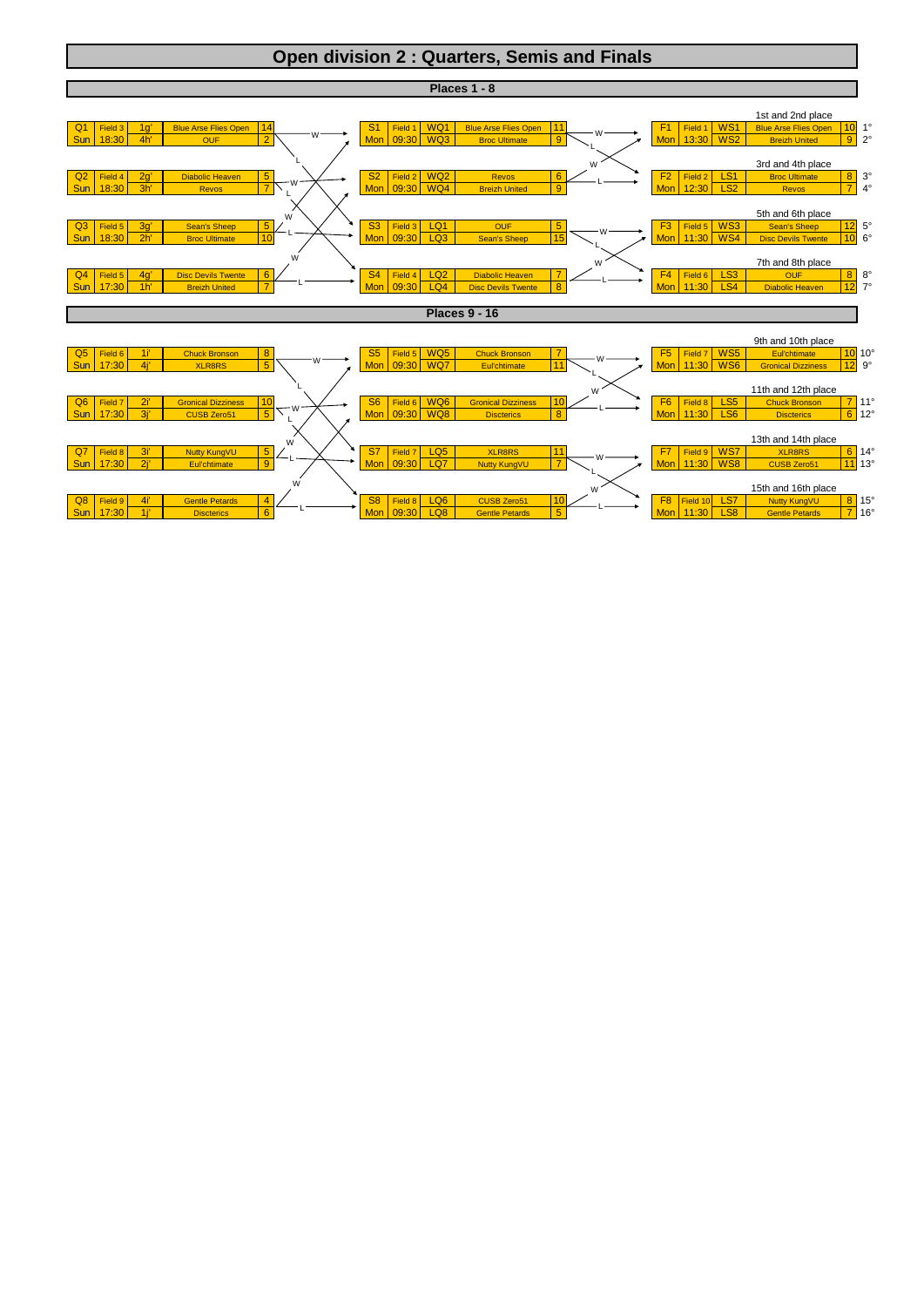# Open division 2 : Quarters, Semis and Finals

## Places 1 - 8

| Game | Field | Seed | Team | Score |
|---|---|---|---|---|
| Q1 | Field 3 | 1g' | Blue Arse Flies Open | 14 |
| Sun | 18:30 | 4h' | OUF | 2 |
| Q2 | Field 4 | 2g' | Diabolic Heaven | 5 |
| Sun | 18:30 | 3h' | Revos | 7 |
| Q3 | Field 5 | 3g' | Sean's Sheep | 5 |
| Sun | 18:30 | 2h' | Broc Ultimate | 10 |
| Q4 | Field 5 | 4g' | Disc Devils Twente | 6 |
| Sun | 17:30 | 1h' | Breizh United | 7 |

| Game | Field | Slot | Team | Score |
|---|---|---|---|---|
| S1 | Field 1 | WQ1 | Blue Arse Flies Open | 11 |
| Mon | 09:30 | WQ3 | Broc Ultimate | 9 |
| S2 | Field 2 | WQ2 | Revos | 6 |
| Mon | 09:30 | WQ4 | Breizh United | 9 |
| S3 | Field 3 | LQ1 | OUF | 5 |
| Mon | 09:30 | LQ3 | Sean's Sheep | 15 |
| S4 | Field 4 | LQ2 | Diabolic Heaven | 7 |
| Mon | 09:30 | LQ4 | Disc Devils Twente | 8 |

| Game | Field | Slot | Team | Score | Place |
|---|---|---|---|---|---|
| | | | 1st and 2nd place | | |
| F1 | Field 1 | WS1 | Blue Arse Flies Open | 10 | 1° |
| Mon | 13:30 | WS2 | Breizh United | 9 | 2° |
| | | | 3rd and 4th place | | |
| F2 | Field 2 | LS1 | Broc Ultimate | 8 | 3° |
| Mon | 12:30 | LS2 | Revos | 7 | 4° |
| | | | 5th and 6th place | | |
| F3 | Field 5 | WS3 | Sean's Sheep | 12 | 5° |
| Mon | 11:30 | WS4 | Disc Devils Twente | 10 | 6° |
| | | | 7th and 8th place | | |
| F4 | Field 6 | LS3 | OUF | 8 | 8° |
| Mon | 11:30 | LS4 | Diabolic Heaven | 12 | 7° |

## Places 9 - 16

| Game | Field | Seed | Team | Score |
|---|---|---|---|---|
| Q5 | Field 6 | 1i' | Chuck Bronson | 8 |
| Sun | 17:30 | 4j' | XLR8RS | 5 |
| Q6 | Field 7 | 2i' | Gronical Dizziness | 10 |
| Sun | 17:30 | 3j' | CUSB Zero51 | 5 |
| Q7 | Field 8 | 3i' | Nutty KungVU | 5 |
| Sun | 17:30 | 2j' | Eul'chtimate | 9 |
| Q8 | Field 9 | 4i' | Gentle Petards | 4 |
| Sun | 17:30 | 1j' | Discterics | 6 |

| Game | Field | Slot | Team | Score |
|---|---|---|---|---|
| S5 | Field 5 | WQ5 | Chuck Bronson | 7 |
| Mon | 09:30 | WQ7 | Eul'chtimate | 11 |
| S6 | Field 6 | WQ6 | Gronical Dizziness | 10 |
| Mon | 09:30 | WQ8 | Discterics | 8 |
| S7 | Field 7 | LQ5 | XLR8RS | 11 |
| Mon | 09:30 | LQ7 | Nutty KungVU | 7 |
| S8 | Field 8 | LQ6 | CUSB Zero51 | 10 |
| Mon | 09:30 | LQ8 | Gentle Petards | 5 |

| Game | Field | Slot | Team | Score | Place |
|---|---|---|---|---|---|
| | | | 9th and 10th place | | |
| F5 | Field 7 | WS5 | Eul'chtimate | 10 | 10° |
| Mon | 11:30 | WS6 | Gronical Dizziness | 12 | 9° |
| | | | 11th and 12th place | | |
| F6 | Field 8 | LS5 | Chuck Bronson | 7 | 11° |
| Mon | 11:30 | LS6 | Discterics | 6 | 12° |
| | | | 13th and 14th place | | |
| F7 | Field 9 | WS7 | XLR8RS | 6 | 14° |
| Mon | 11:30 | WS8 | CUSB Zero51 | 11 | 13° |
| | | | 15th and 16th place | | |
| F8 | Field 10 | LS7 | Nutty KungVU | 8 | 15° |
| Mon | 11:30 | LS8 | Gentle Petards | 7 | 16° |